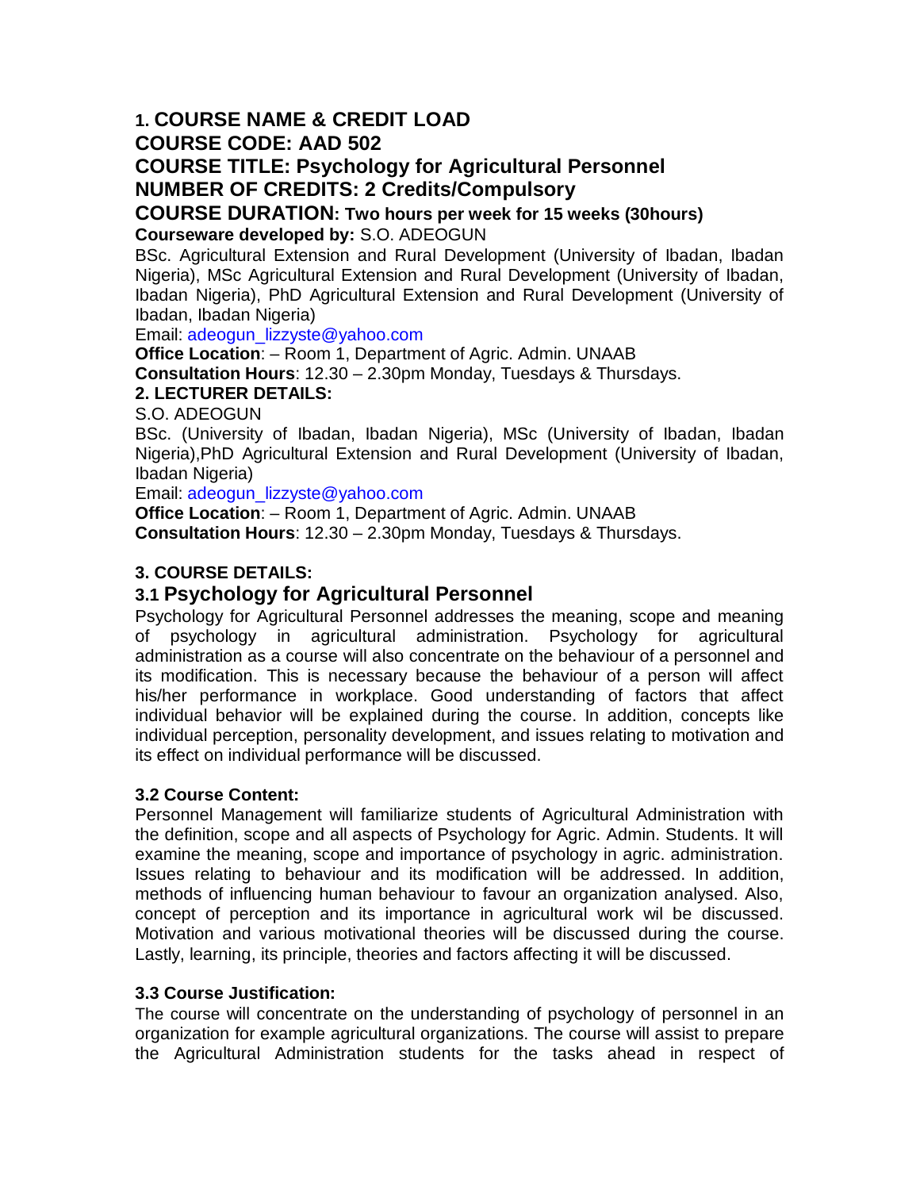## 1. COURSE NAME & CREDIT LOAD

**COURSE CODE: AAD 502**

**COURSE TITLE: Psychology for Agricultural Personnel**

**NUMBER OF CREDITS: 2 Credits/Compulsory**

**COURSE DURATION: Two hours per week for 15 weeks (30hours)**

**Courseware developed by:** S.O. ADEOGUN

BSc. Agricultural Extension and Rural Development (University of Ibadan, Ibadan Nigeria), MSc Agricultural Extension and Rural Development (University of Ibadan, Ibadan Nigeria), PhD Agricultural Extension and Rural Development (University of Ibadan, Ibadan Nigeria)

Email: adeogun_lizzyste@yahoo.com

**Office Location**: – Room 1, Department of Agric. Admin. UNAAB

**Consultation Hours**: 12.30 – 2.30pm Monday, Tuesdays & Thursdays.

## 2. LECTURER DETAILS:

S.O. ADEOGUN

BSc. (University of Ibadan, Ibadan Nigeria), MSc (University of Ibadan, Ibadan Nigeria),PhD Agricultural Extension and Rural Development (University of Ibadan, Ibadan Nigeria)

Email: adeogun_lizzyste@yahoo.com

**Office Location**: – Room 1, Department of Agric. Admin. UNAAB

**Consultation Hours**: 12.30 – 2.30pm Monday, Tuesdays & Thursdays.

## 3. COURSE DETAILS:

### 3.1 Psychology for Agricultural Personnel

Psychology for Agricultural Personnel addresses the meaning, scope and meaning of psychology in agricultural administration. Psychology for agricultural administration as a course will also concentrate on the behaviour of a personnel and its modification. This is necessary because the behaviour of a person will affect his/her performance in workplace. Good understanding of factors that affect individual behavior will be explained during the course. In addition, concepts like individual perception, personality development, and issues relating to motivation and its effect on individual performance will be discussed.

### 3.2 Course Content:

Personnel Management will familiarize students of Agricultural Administration with the definition, scope and all aspects of Psychology for Agric. Admin. Students. It will examine the meaning, scope and importance of psychology in agric. administration. Issues relating to behaviour and its modification will be addressed. In addition, methods of influencing human behaviour to favour an organization analysed. Also, concept of perception and its importance in agricultural work wil be discussed. Motivation and various motivational theories will be discussed during the course. Lastly, learning, its principle, theories and factors affecting it will be discussed.

### 3.3 Course Justification:

The course will concentrate on the understanding of psychology of personnel in an organization for example agricultural organizations. The course will assist to prepare the Agricultural Administration students for the tasks ahead in respect of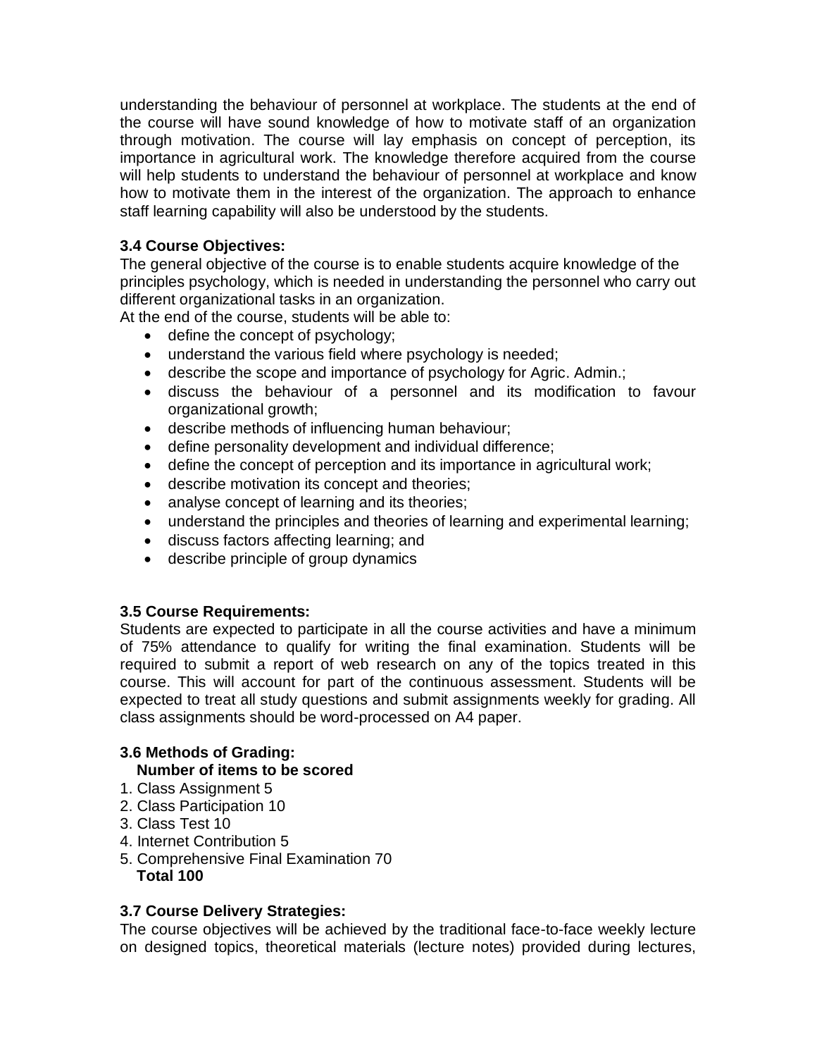understanding the behaviour of personnel at workplace. The students at the end of the course will have sound knowledge of how to motivate staff of an organization through motivation. The course will lay emphasis on concept of perception, its importance in agricultural work. The knowledge therefore acquired from the course will help students to understand the behaviour of personnel at workplace and know how to motivate them in the interest of the organization. The approach to enhance staff learning capability will also be understood by the students.

### 3.4 Course Objectives:

The general objective of the course is to enable students acquire knowledge of the principles psychology, which is needed in understanding the personnel who carry out different organizational tasks in an organization.

At the end of the course, students will be able to:

- define the concept of psychology;
- understand the various field where psychology is needed;
- describe the scope and importance of psychology for Agric. Admin.;
- discuss the behaviour of a personnel and its modification to favour organizational growth;
- describe methods of influencing human behaviour;
- define personality development and individual difference;
- define the concept of perception and its importance in agricultural work;
- describe motivation its concept and theories;
- analyse concept of learning and its theories;
- understand the principles and theories of learning and experimental learning;
- discuss factors affecting learning; and
- describe principle of group dynamics

### 3.5 Course Requirements:

Students are expected to participate in all the course activities and have a minimum of 75% attendance to qualify for writing the final examination. Students will be required to submit a report of web research on any of the topics treated in this course. This will account for part of the continuous assessment. Students will be expected to treat all study questions and submit assignments weekly for grading. All class assignments should be word-processed on A4 paper.

### 3.6 Methods of Grading:

**Number of items to be scored**

1. Class Assignment 5
2. Class Participation 10
3. Class Test 10
4. Internet Contribution 5
5. Comprehensive Final Examination 70

**Total 100**

### 3.7 Course Delivery Strategies:

The course objectives will be achieved by the traditional face-to-face weekly lecture on designed topics, theoretical materials (lecture notes) provided during lectures,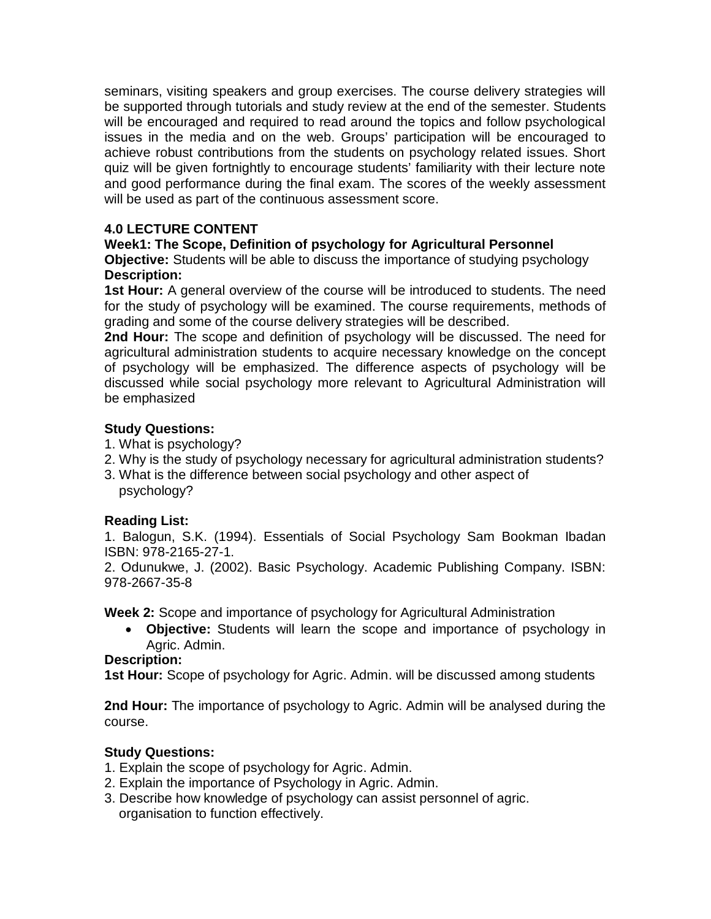seminars, visiting speakers and group exercises. The course delivery strategies will be supported through tutorials and study review at the end of the semester. Students will be encouraged and required to read around the topics and follow psychological issues in the media and on the web. Groups' participation will be encouraged to achieve robust contributions from the students on psychology related issues. Short quiz will be given fortnightly to encourage students' familiarity with their lecture note and good performance during the final exam. The scores of the weekly assessment will be used as part of the continuous assessment score.

## 4.0 LECTURE CONTENT

**Week1: The Scope, Definition of psychology for Agricultural Personnel**

**Objective:** Students will be able to discuss the importance of studying psychology

**Description:**

**1st Hour:** A general overview of the course will be introduced to students. The need for the study of psychology will be examined. The course requirements, methods of grading and some of the course delivery strategies will be described.

**2nd Hour:** The scope and definition of psychology will be discussed. The need for agricultural administration students to acquire necessary knowledge on the concept of psychology will be emphasized. The difference aspects of psychology will be discussed while social psychology more relevant to Agricultural Administration will be emphasized

**Study Questions:**

1. What is psychology?
2. Why is the study of psychology necessary for agricultural administration students?
3. What is the difference between social psychology and other aspect of psychology?

**Reading List:**

1. Balogun, S.K. (1994). Essentials of Social Psychology Sam Bookman Ibadan ISBN: 978-2165-27-1.
2. Odunukwe, J. (2002). Basic Psychology. Academic Publishing Company. ISBN: 978-2667-35-8

**Week 2:** Scope and importance of psychology for Agricultural Administration

- **Objective:** Students will learn the scope and importance of psychology in Agric. Admin.

**Description:**

**1st Hour:** Scope of psychology for Agric. Admin. will be discussed among students

**2nd Hour:** The importance of psychology to Agric. Admin will be analysed during the course.

**Study Questions:**

1. Explain the scope of psychology for Agric. Admin.
2. Explain the importance of Psychology in Agric. Admin.
3. Describe how knowledge of psychology can assist personnel of agric. organisation to function effectively.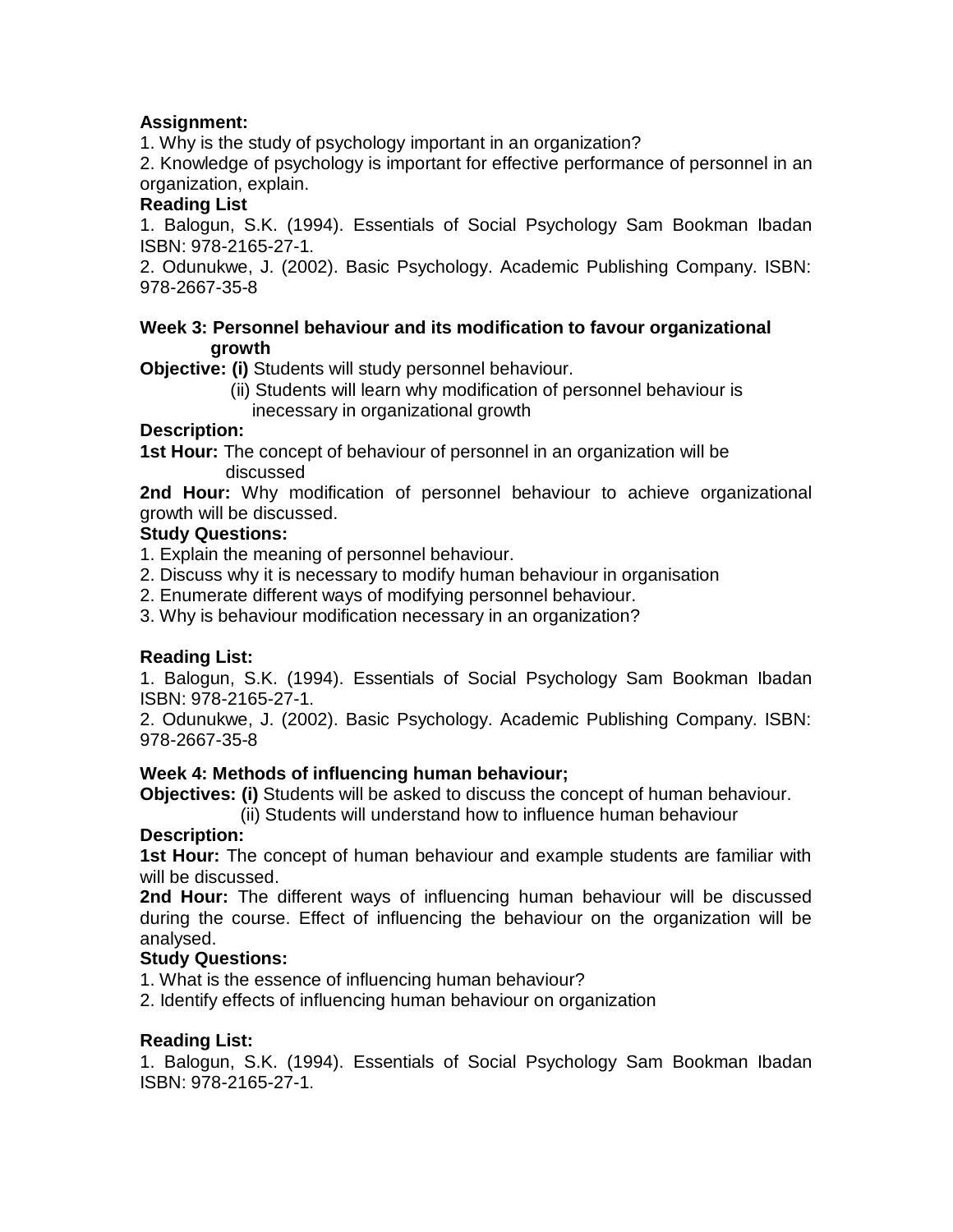**Assignment:**

1. Why is the study of psychology important in an organization?
2. Knowledge of psychology is important for effective performance of personnel in an organization, explain.

**Reading List**

1. Balogun, S.K. (1994). Essentials of Social Psychology Sam Bookman Ibadan ISBN: 978-2165-27-1.
2. Odunukwe, J. (2002). Basic Psychology. Academic Publishing Company. ISBN: 978-2667-35-8

**Week 3: Personnel behaviour and its modification to favour organizational growth**

**Objective: (i)** Students will study personnel behaviour.

(ii) Students will learn why modification of personnel behaviour is inecessary in organizational growth

**Description:**

**1st Hour:** The concept of behaviour of personnel in an organization will be discussed

**2nd Hour:** Why modification of personnel behaviour to achieve organizational growth will be discussed.

**Study Questions:**

1. Explain the meaning of personnel behaviour.
2. Discuss why it is necessary to modify human behaviour in organisation
2. Enumerate different ways of modifying personnel behaviour.
3. Why is behaviour modification necessary in an organization?

**Reading List:**

1. Balogun, S.K. (1994). Essentials of Social Psychology Sam Bookman Ibadan ISBN: 978-2165-27-1.
2. Odunukwe, J. (2002). Basic Psychology. Academic Publishing Company. ISBN: 978-2667-35-8

**Week 4: Methods of influencing human behaviour;**

**Objectives: (i)** Students will be asked to discuss the concept of human behaviour.

(ii) Students will understand how to influence human behaviour

**Description:**

**1st Hour:** The concept of human behaviour and example students are familiar with will be discussed.

**2nd Hour:** The different ways of influencing human behaviour will be discussed during the course. Effect of influencing the behaviour on the organization will be analysed.

**Study Questions:**

1. What is the essence of influencing human behaviour?
2. Identify effects of influencing human behaviour on organization

**Reading List:**

1. Balogun, S.K. (1994). Essentials of Social Psychology Sam Bookman Ibadan ISBN: 978-2165-27-1.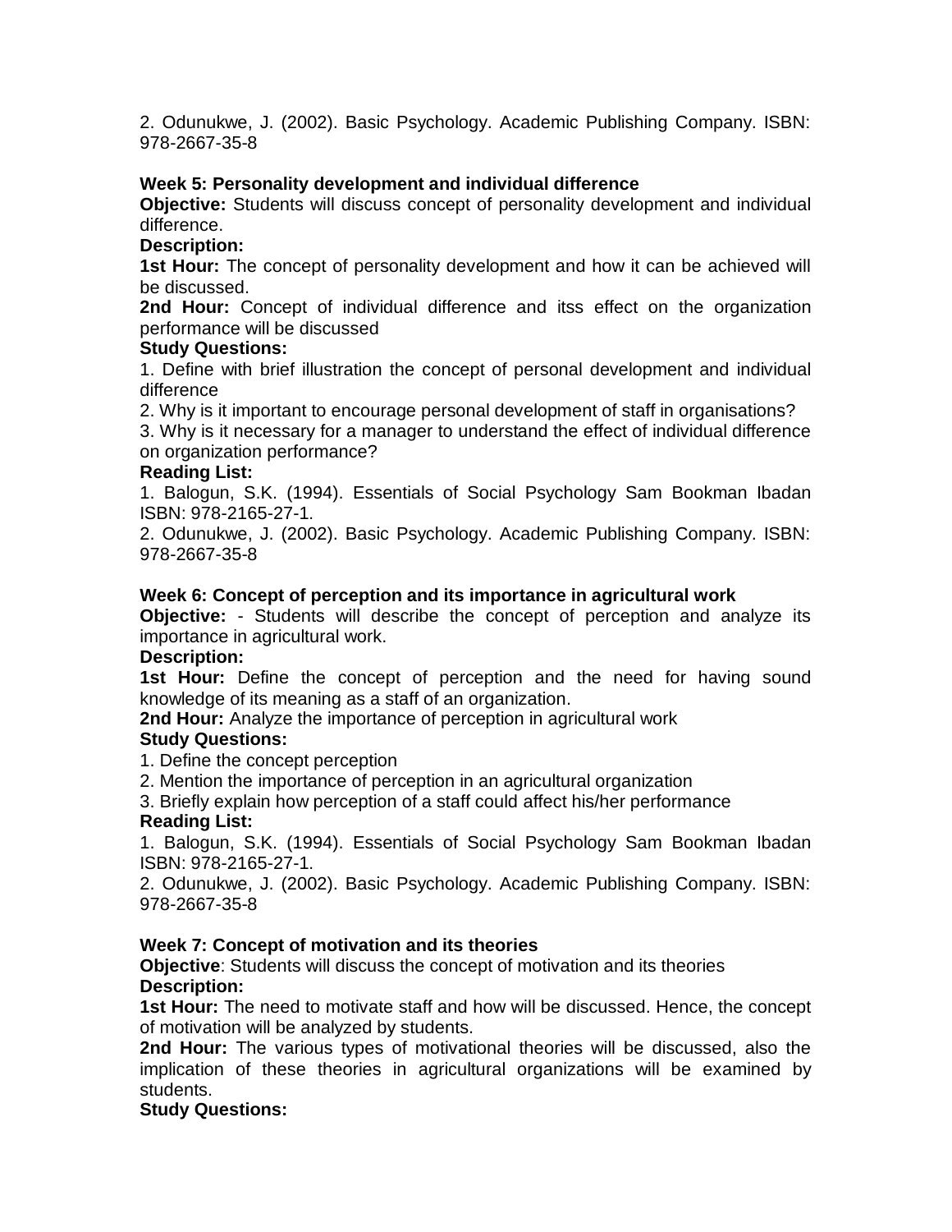2. Odunukwe, J. (2002). Basic Psychology. Academic Publishing Company. ISBN: 978-2667-35-8

**Week 5: Personality development and individual difference**

**Objective:** Students will discuss concept of personality development and individual difference.

**Description:**

**1st Hour:** The concept of personality development and how it can be achieved will be discussed.

**2nd Hour:** Concept of individual difference and itss effect on the organization performance will be discussed

**Study Questions:**

1. Define with brief illustration the concept of personal development and individual difference
2. Why is it important to encourage personal development of staff in organisations?
3. Why is it necessary for a manager to understand the effect of individual difference on organization performance?

**Reading List:**

1. Balogun, S.K. (1994). Essentials of Social Psychology Sam Bookman Ibadan ISBN: 978-2165-27-1.
2. Odunukwe, J. (2002). Basic Psychology. Academic Publishing Company. ISBN: 978-2667-35-8

**Week 6: Concept of perception and its importance in agricultural work**

**Objective:** - Students will describe the concept of perception and analyze its importance in agricultural work.

**Description:**

**1st Hour:** Define the concept of perception and the need for having sound knowledge of its meaning as a staff of an organization.

**2nd Hour:** Analyze the importance of perception in agricultural work

**Study Questions:**

1. Define the concept perception
2. Mention the importance of perception in an agricultural organization
3. Briefly explain how perception of a staff could affect his/her performance

**Reading List:**

1. Balogun, S.K. (1994). Essentials of Social Psychology Sam Bookman Ibadan ISBN: 978-2165-27-1.
2. Odunukwe, J. (2002). Basic Psychology. Academic Publishing Company. ISBN: 978-2667-35-8

**Week 7: Concept of motivation and its theories**

**Objective**: Students will discuss the concept of motivation and its theories

**Description:**

**1st Hour:** The need to motivate staff and how will be discussed. Hence, the concept of motivation will be analyzed by students.

**2nd Hour:** The various types of motivational theories will be discussed, also the implication of these theories in agricultural organizations will be examined by students.

**Study Questions:**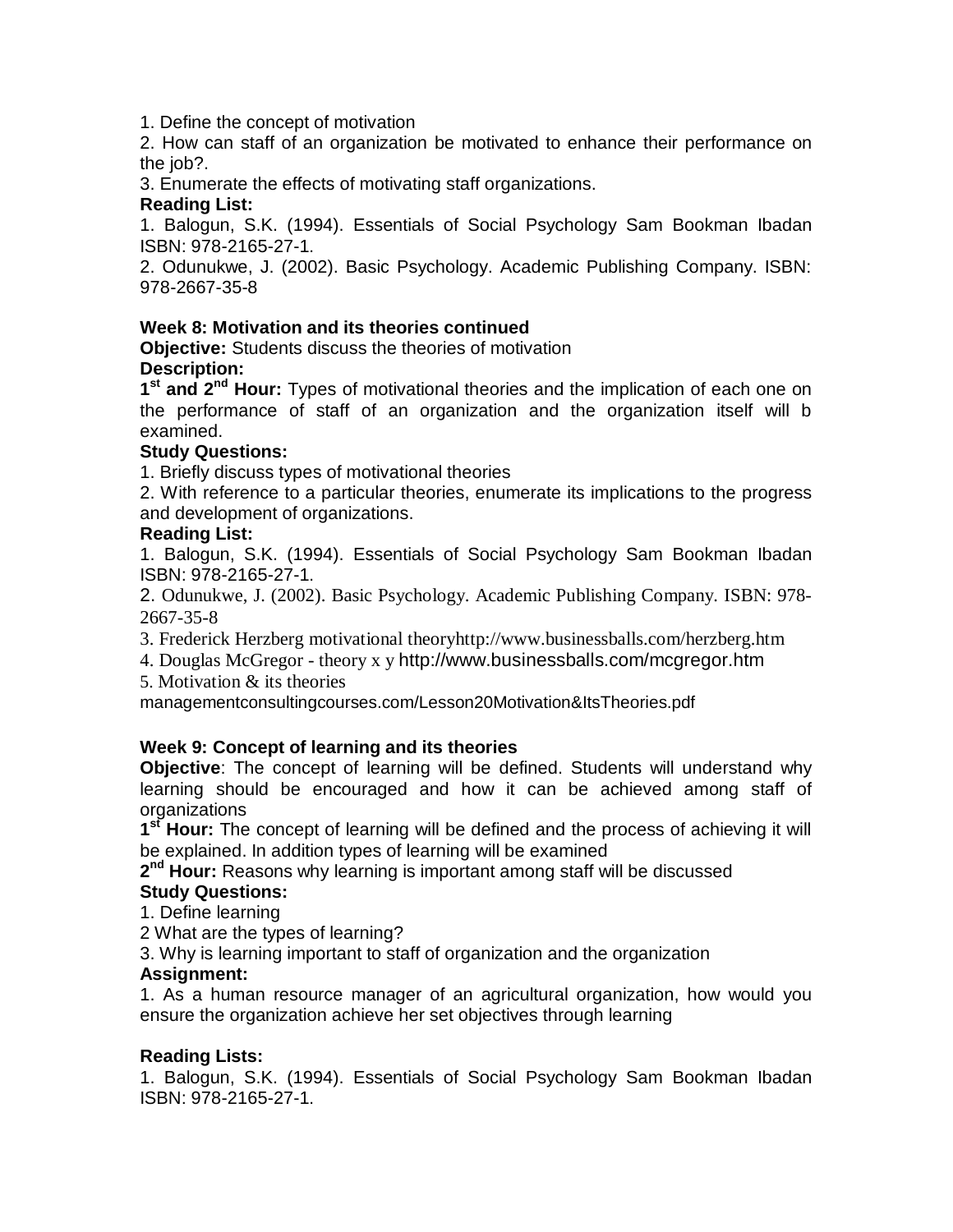1. Define the concept of motivation
2. How can staff of an organization be motivated to enhance their performance on the job?.
3. Enumerate the effects of motivating staff organizations.

**Reading List:**

1. Balogun, S.K. (1994). Essentials of Social Psychology Sam Bookman Ibadan ISBN: 978-2165-27-1.
2. Odunukwe, J. (2002). Basic Psychology. Academic Publishing Company. ISBN: 978-2667-35-8

**Week 8: Motivation and its theories continued**

**Objective:** Students discuss the theories of motivation

**Description:**

**1st and 2nd Hour:** Types of motivational theories and the implication of each one on the performance of staff of an organization and the organization itself will b examined.

**Study Questions:**

1. Briefly discuss types of motivational theories
2. With reference to a particular theories, enumerate its implications to the progress and development of organizations.

**Reading List:**

1. Balogun, S.K. (1994). Essentials of Social Psychology Sam Bookman Ibadan ISBN: 978-2165-27-1.
2. Odunukwe, J. (2002). Basic Psychology. Academic Publishing Company. ISBN: 978-2667-35-8
3. Frederick Herzberg motivational theoryhttp://www.businessballs.com/herzberg.htm
4. Douglas McGregor - theory x y http://www.businessballs.com/mcgregor.htm
5. Motivation & its theories managementconsultingcourses.com/Lesson20Motivation&ItsTheories.pdf

**Week 9: Concept of learning and its theories**

**Objective**: The concept of learning will be defined. Students will understand why learning should be encouraged and how it can be achieved among staff of organizations

**1st Hour:** The concept of learning will be defined and the process of achieving it will be explained. In addition types of learning will be examined

**2nd Hour:** Reasons why learning is important among staff will be discussed

**Study Questions:**

1. Define learning
2 What are the types of learning?
3. Why is learning important to staff of organization and the organization

**Assignment:**

1. As a human resource manager of an agricultural organization, how would you ensure the organization achieve her set objectives through learning

**Reading Lists:**

1. Balogun, S.K. (1994). Essentials of Social Psychology Sam Bookman Ibadan ISBN: 978-2165-27-1.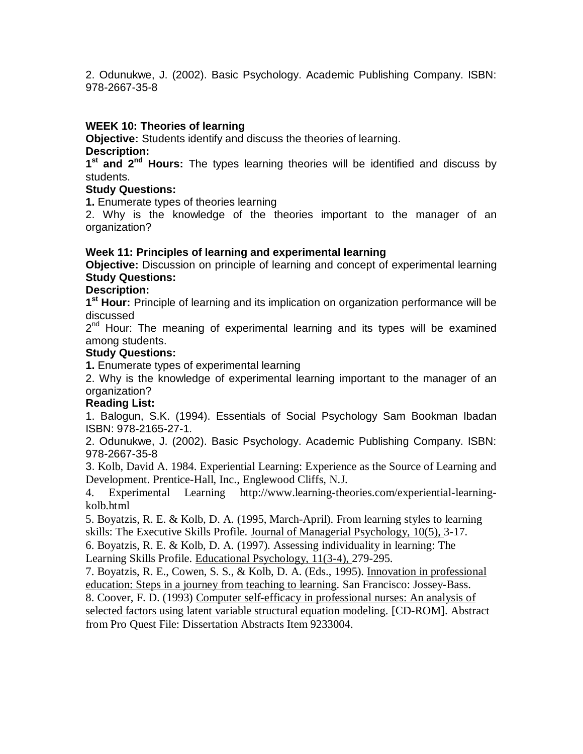2. Odunukwe, J. (2002). Basic Psychology. Academic Publishing Company. ISBN: 978-2667-35-8

**WEEK 10: Theories of learning**

**Objective:** Students identify and discuss the theories of learning.

**Description:**

**1st and 2nd Hours:** The types learning theories will be identified and discuss by students.

**Study Questions:**

**1.** Enumerate types of theories learning

2. Why is the knowledge of the theories important to the manager of an organization?

**Week 11: Principles of learning and experimental learning**

**Objective:** Discussion on principle of learning and concept of experimental learning

**Study Questions:**

**Description:**

**1st Hour:** Principle of learning and its implication on organization performance will be discussed

2nd Hour: The meaning of experimental learning and its types will be examined among students.

**Study Questions:**

**1.** Enumerate types of experimental learning

2. Why is the knowledge of experimental learning important to the manager of an organization?

**Reading List:**

1. Balogun, S.K. (1994). Essentials of Social Psychology Sam Bookman Ibadan ISBN: 978-2165-27-1.
2. Odunukwe, J. (2002). Basic Psychology. Academic Publishing Company. ISBN: 978-2667-35-8
3. Kolb, David A. 1984. Experiential Learning: Experience as the Source of Learning and Development. Prentice-Hall, Inc., Englewood Cliffs, N.J.
4. Experimental Learning http://www.learning-theories.com/experiential-learning-kolb.html
5. Boyatzis, R. E. & Kolb, D. A. (1995, March-April). From learning styles to learning skills: The Executive Skills Profile. Journal of Managerial Psychology, 10(5), 3-17.
6. Boyatzis, R. E. & Kolb, D. A. (1997). Assessing individuality in learning: The Learning Skills Profile. Educational Psychology, 11(3-4), 279-295.
7. Boyatzis, R. E., Cowen, S. S., & Kolb, D. A. (Eds., 1995). Innovation in professional education: Steps in a journey from teaching to learning. San Francisco: Jossey-Bass.
8. Coover, F. D. (1993) Computer self-efficacy in professional nurses: An analysis of selected factors using latent variable structural equation modeling. [CD-ROM]. Abstract from Pro Quest File: Dissertation Abstracts Item 9233004.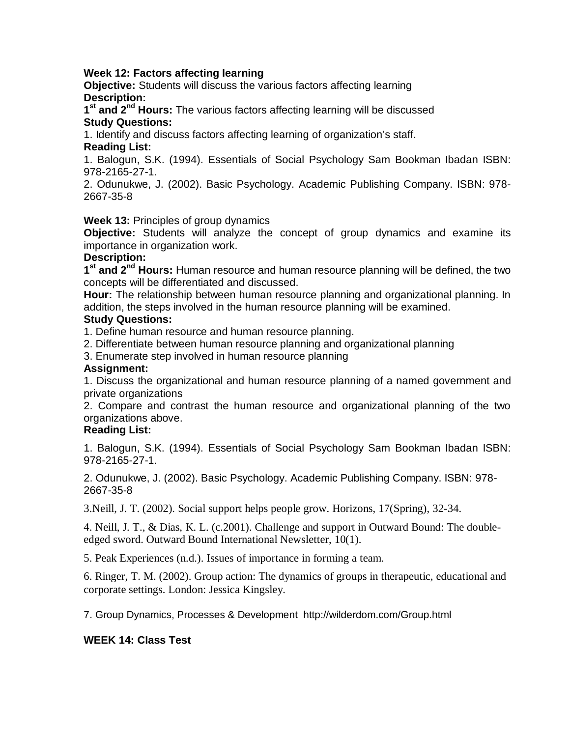**Week 12: Factors affecting learning**

**Objective:** Students will discuss the various factors affecting learning

**Description:**

**1st and 2nd Hours:** The various factors affecting learning will be discussed

**Study Questions:**

1. Identify and discuss factors affecting learning of organization's staff.

**Reading List:**

1. Balogun, S.K. (1994). Essentials of Social Psychology Sam Bookman Ibadan ISBN: 978-2165-27-1.
2. Odunukwe, J. (2002). Basic Psychology. Academic Publishing Company. ISBN: 978-2667-35-8

**Week 13:** Principles of group dynamics

**Objective:** Students will analyze the concept of group dynamics and examine its importance in organization work.

**Description:**

**1st and 2nd Hours:** Human resource and human resource planning will be defined, the two concepts will be differentiated and discussed.

**Hour:** The relationship between human resource planning and organizational planning. In addition, the steps involved in the human resource planning will be examined.

**Study Questions:**

1. Define human resource and human resource planning.
2. Differentiate between human resource planning and organizational planning
3. Enumerate step involved in human resource planning

**Assignment:**

1. Discuss the organizational and human resource planning of a named government and private organizations
2. Compare and contrast the human resource and organizational planning of the two organizations above.

**Reading List:**

1. Balogun, S.K. (1994). Essentials of Social Psychology Sam Bookman Ibadan ISBN: 978-2165-27-1.
2. Odunukwe, J. (2002). Basic Psychology. Academic Publishing Company. ISBN: 978-2667-35-8
3. Neill, J. T. (2002). Social support helps people grow. Horizons, 17(Spring), 32-34.
4. Neill, J. T., & Dias, K. L. (c.2001). Challenge and support in Outward Bound: The double-edged sword. Outward Bound International Newsletter, 10(1).
5. Peak Experiences (n.d.). Issues of importance in forming a team.
6. Ringer, T. M. (2002). Group action: The dynamics of groups in therapeutic, educational and corporate settings. London: Jessica Kingsley.
7. Group Dynamics, Processes & Development http://wilderdom.com/Group.html

**WEEK 14: Class Test**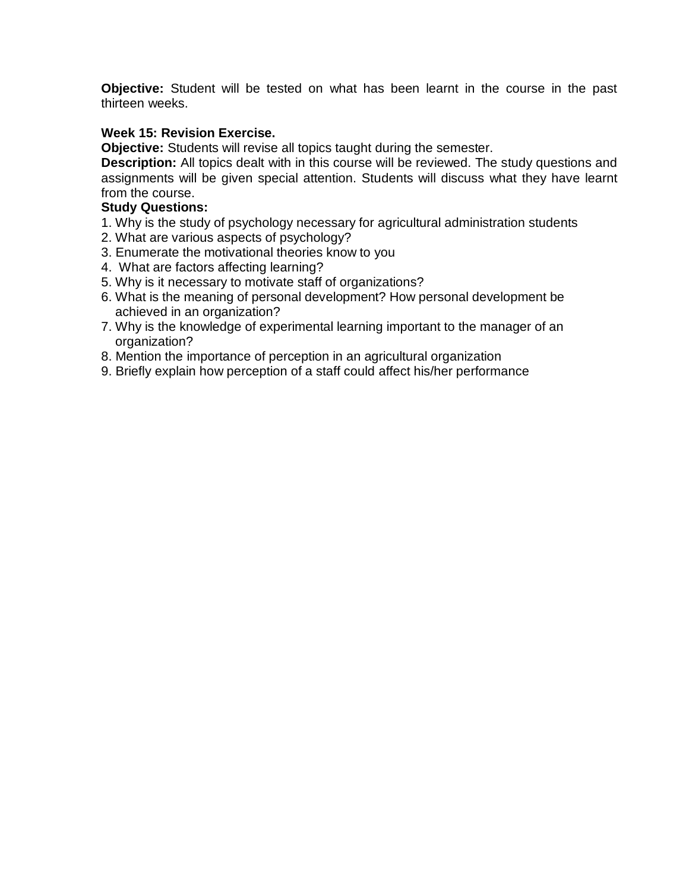**Objective:** Student will be tested on what has been learnt in the course in the past thirteen weeks.

**Week 15: Revision Exercise.**

**Objective:** Students will revise all topics taught during the semester.

**Description:** All topics dealt with in this course will be reviewed. The study questions and assignments will be given special attention. Students will discuss what they have learnt from the course.

**Study Questions:**

1. Why is the study of psychology necessary for agricultural administration students
2. What are various aspects of psychology?
3. Enumerate the motivational theories know to you
4. What are factors affecting learning?
5. Why is it necessary to motivate staff of organizations?
6. What is the meaning of personal development? How personal development be achieved in an organization?
7. Why is the knowledge of experimental learning important to the manager of an organization?
8. Mention the importance of perception in an agricultural organization
9. Briefly explain how perception of a staff could affect his/her performance